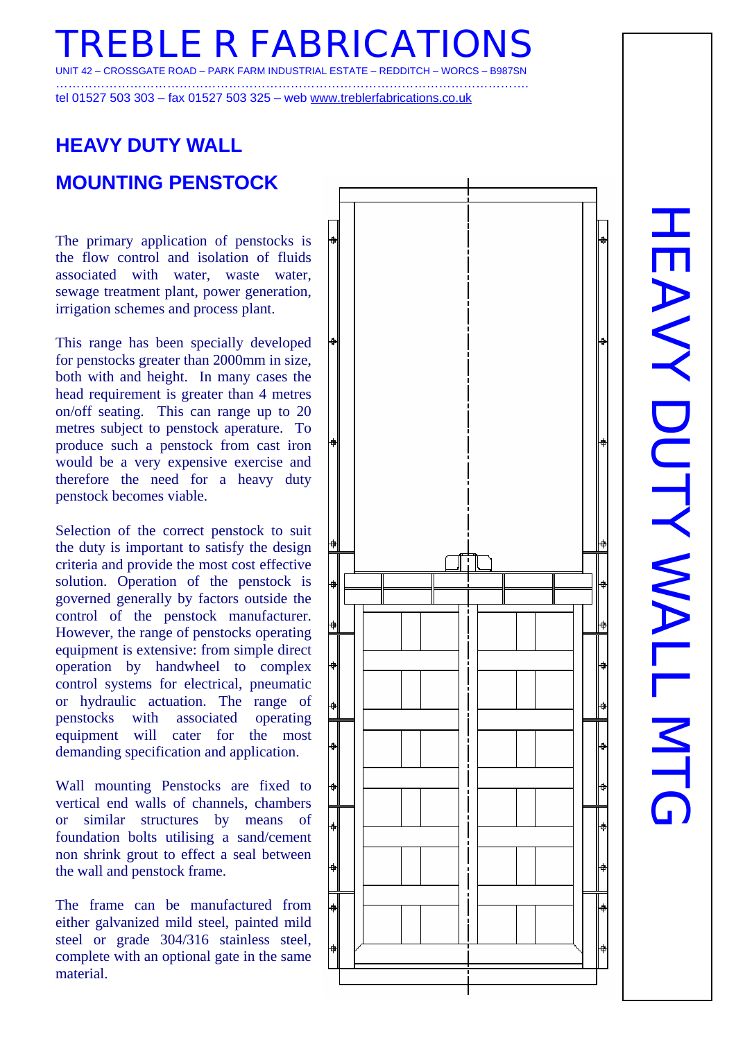# TREBLE R FABRICATIONS

UNIT 42 – CROSSGATE ROAD – PARK FARM INDUSTRIAL ESTATE – REDDITCH – WORCS – B987SN

tel 01527 503 303 – fax 01527 503 325 – web www.treblerfabrications.co.uk

## HEAVY DUTY WALL

## MOUNTING PENSTOCK

The primary application of penstocks is the flow control and isolation of fluids associated with water, waste water, sewage treatment plant, power generation, irrigation schemes and process plant.

This range has been specially developed for penstocks greater than 2000mm in size, both with and height. In many cases the head requirement is greater than 4 metres on/off seating. This can range up to 20 metres subject to penstock aperature. To produce such a penstock from cast iron would be a very expensive exercise and therefore the need for a heavy duty penstock becomes viable.

Selection of the correct penstock to suit the duty is important to satisfy the design criteria and provide the most cost effective solution. Operation of the penstock is governed generally by factors outside the control of the penstock manufacturer. However, the range of penstocks operating equipment is extensive: from simple direct operation by handwheel to complex control systems for electrical, pneumatic or hydraulic actuation. The range of penstocks with associated operating equipment will cater for the most demanding specification and application.

Wall mounting Penstocks are fixed to vertical end walls of channels, chambers or similar structures by means of foundation bolts utilising a sand/cement non shrink grout to effect a seal between the wall and penstock frame.

The frame can be manufactured from either galvanized mild steel, painted mild steel or grade 304/316 stainless steel, complete with an optional gate in the same material.

HEAVY DUTY WALL MTG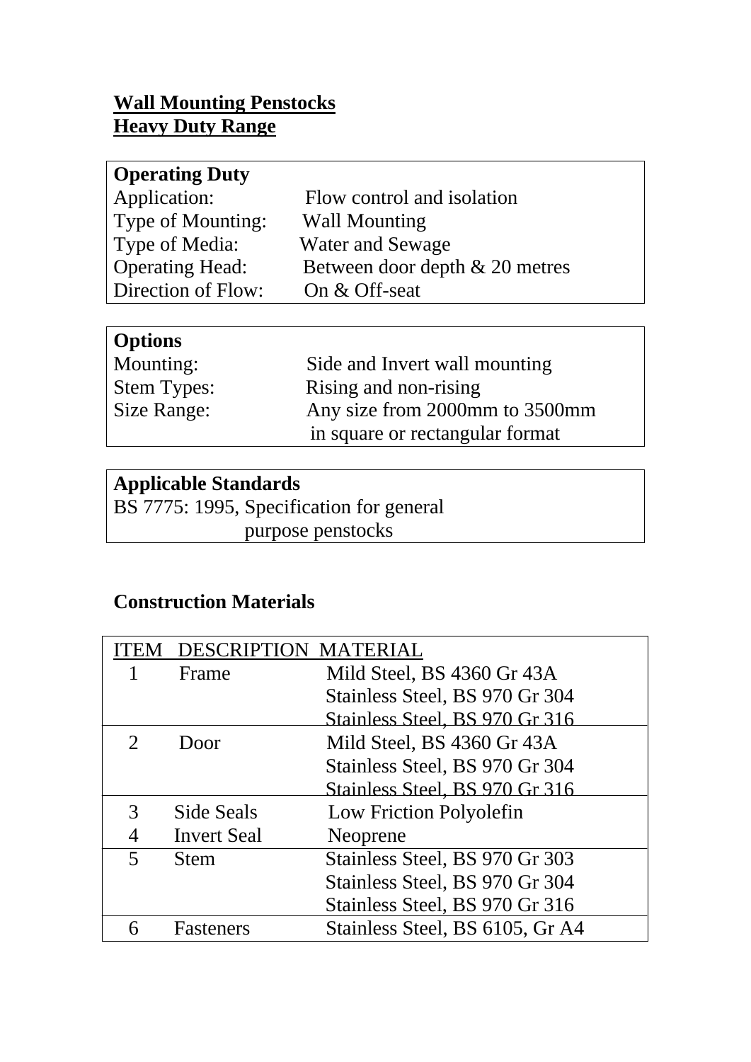# Wall Mounting Penstocks
## Heavy Duty Range

| **Operating Duty** | |
|---|---|
| Application: | Flow control and isolation |
| Type of Mounting: | Wall Mounting |
| Type of Media: | Water and Sewage |
| Operating Head: | Between door depth & 20 metres |
| Direction of Flow: | On & Off-seat |

| **Options** | |
|---|---|
| Mounting: | Side and Invert wall mounting |
| Stem Types: | Rising and non-rising |
| Size Range: | Any size from 2000mm to 3500mm in square or rectangular format |

**Applicable Standards**

BS 7775: 1995, Specification for general purpose penstocks

### Construction Materials

| ITEM | DESCRIPTION | MATERIAL |
|---|---|---|
| 1 | Frame | Mild Steel, BS 4360 Gr 43A<br>Stainless Steel, BS 970 Gr 304<br>Stainless Steel, BS 970 Gr 316 |
| 2 | Door | Mild Steel, BS 4360 Gr 43A<br>Stainless Steel, BS 970 Gr 304<br>Stainless Steel, BS 970 Gr 316 |
| 3 | Side Seals | Low Friction Polyolefin |
| 4 | Invert Seal | Neoprene |
| 5 | Stem | Stainless Steel, BS 970 Gr 303<br>Stainless Steel, BS 970 Gr 304<br>Stainless Steel, BS 970 Gr 316 |
| 6 | Fasteners | Stainless Steel, BS 6105, Gr A4 |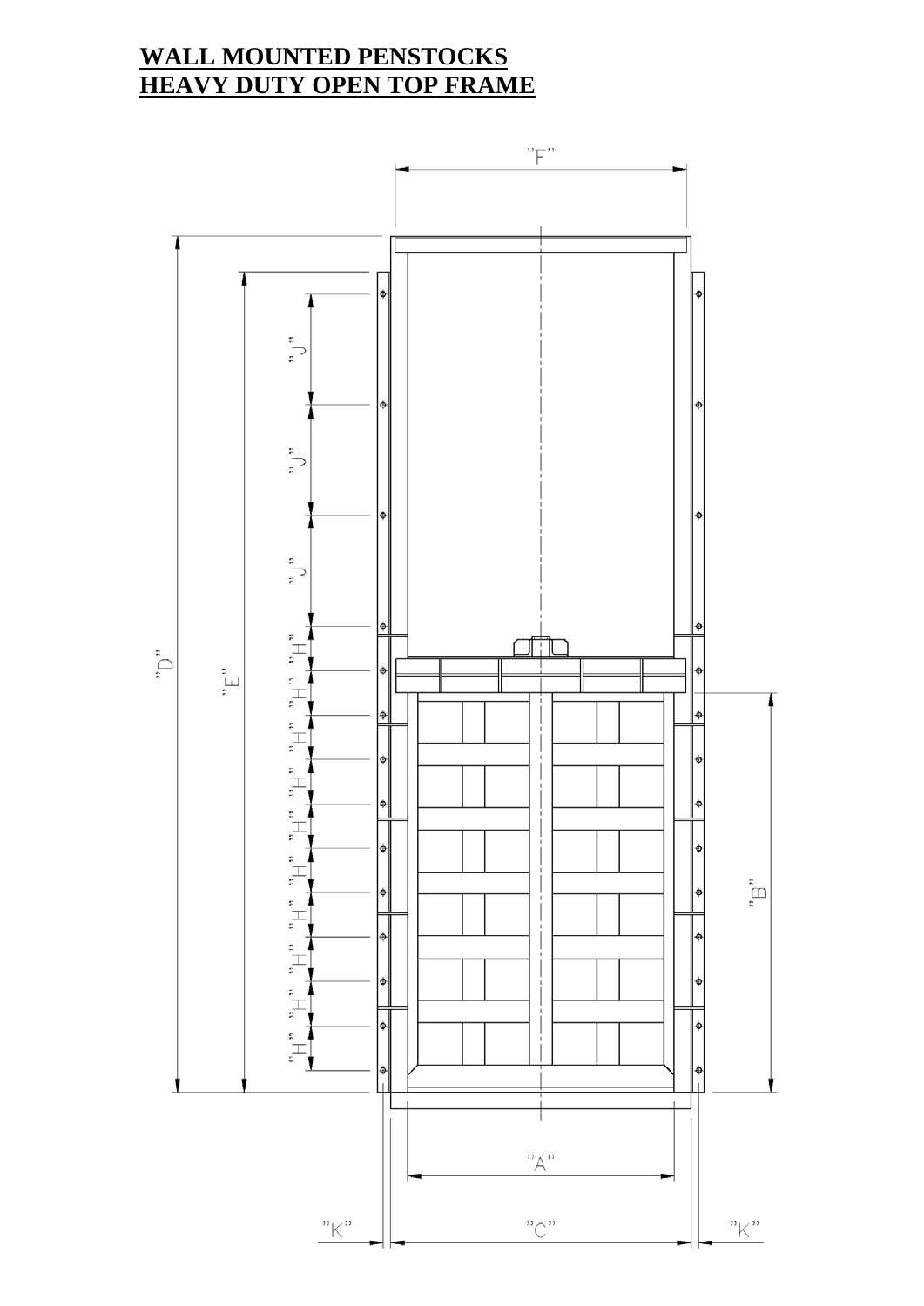# WALL MOUNTED PENSTOCKS
# HEAVY DUTY OPEN TOP FRAME

"F"

"D"

"E"

"J"

"J"

"J"

"H"

"H"

"H"

"H"

"H"

"H"

"H"

"H"

"H"

"H"

"B"

"A"

"K"

"C"

"K"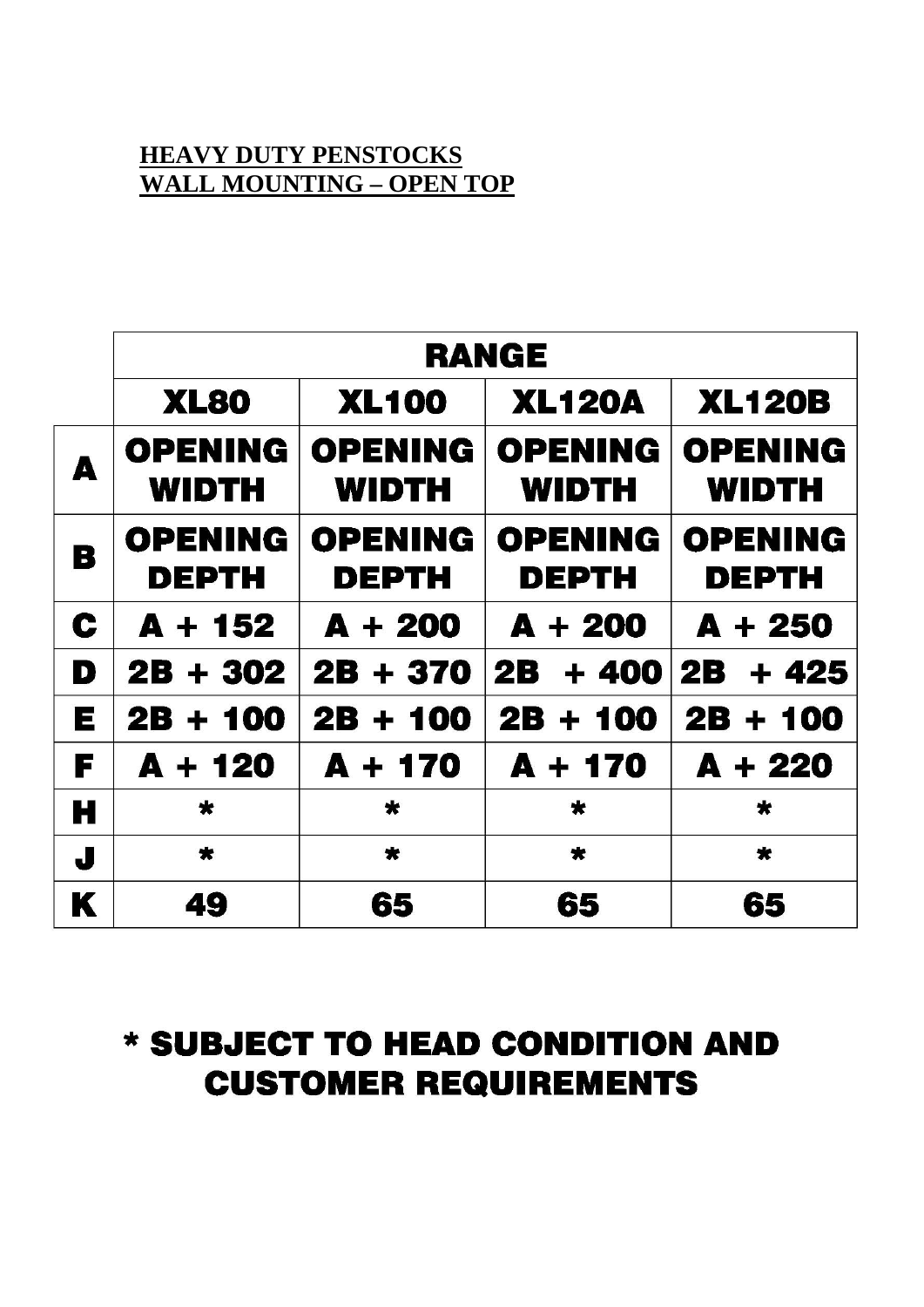**HEAVY DUTY PENSTOCKS**
**WALL MOUNTING – OPEN TOP**

| | RANGE | | | |
|---|---|---|---|---|
| | **XL80** | **XL100** | **XL120A** | **XL120B** |
| **A** | OPENING WIDTH | OPENING WIDTH | OPENING WIDTH | OPENING WIDTH |
| **B** | OPENING DEPTH | OPENING DEPTH | OPENING DEPTH | OPENING DEPTH |
| **C** | A + 152 | A + 200 | A + 200 | A + 250 |
| **D** | 2B + 302 | 2B + 370 | 2B + 400 | 2B + 425 |
| **E** | 2B + 100 | 2B + 100 | 2B + 100 | 2B + 100 |
| **F** | A + 120 | A + 170 | A + 170 | A + 220 |
| **H** | * | * | * | * |
| **J** | * | * | * | * |
| **K** | 49 | 65 | 65 | 65 |

**\* SUBJECT TO HEAD CONDITION AND CUSTOMER REQUIREMENTS**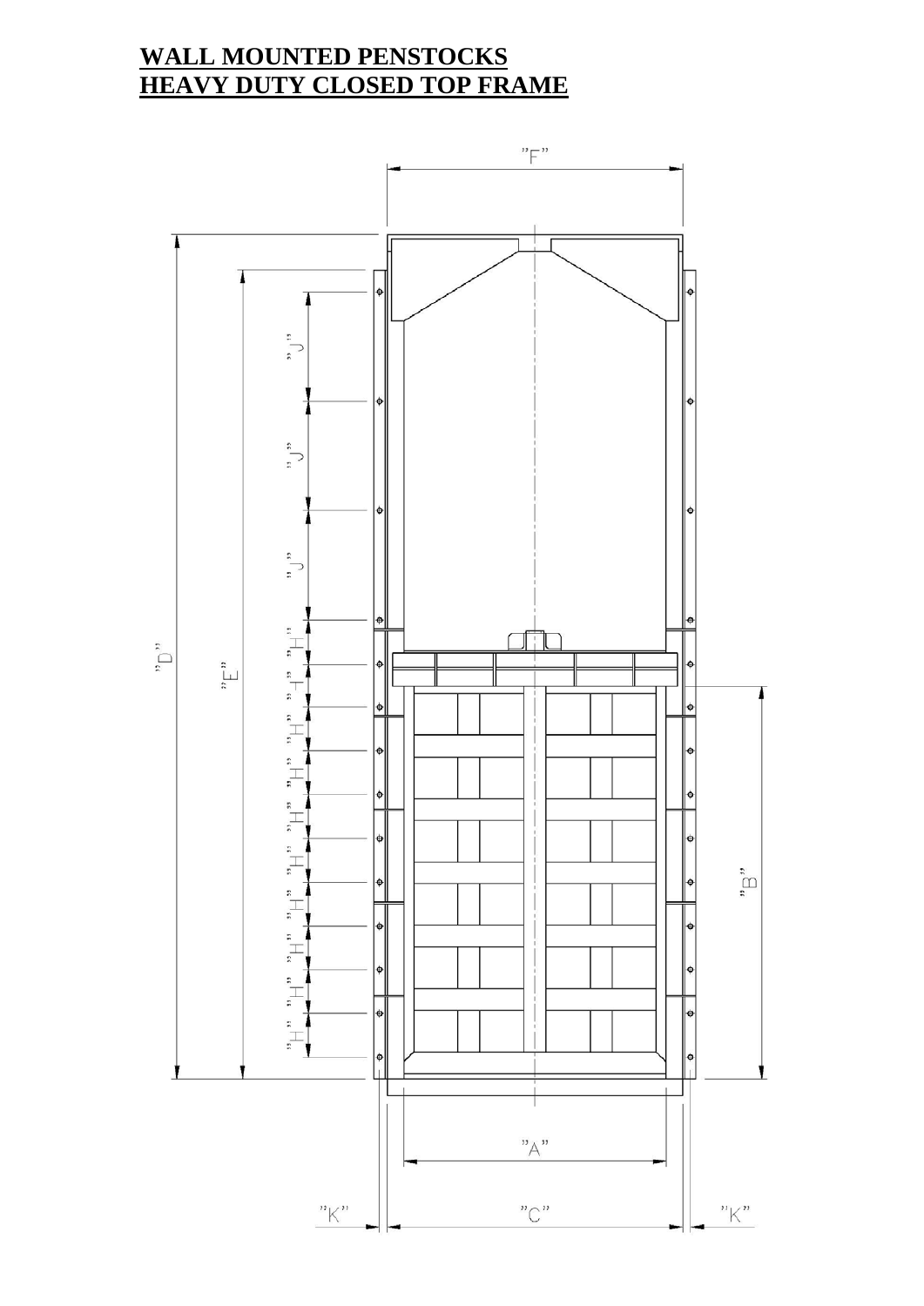# WALL MOUNTED PENSTOCKS
# HEAVY DUTY CLOSED TOP FRAME

"F"

"D"

"E"

"J"

"J"

"J"

"H"

"H"

"H"

"H"

"H"

"H"

"H"

"H"

"H"

"H"

"B"

"A"

"K"

"C"

"K"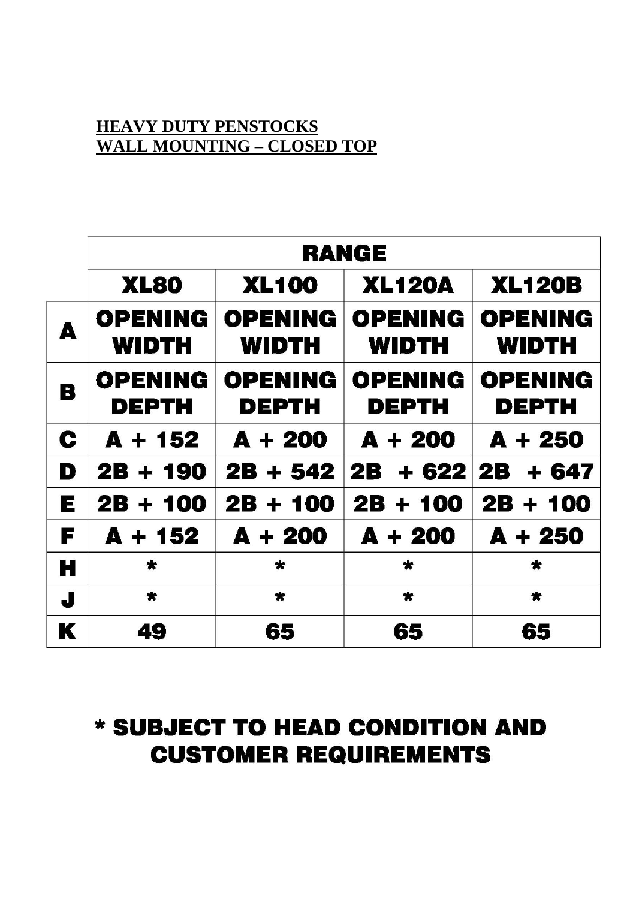**HEAVY DUTY PENSTOCKS**
**WALL MOUNTING – CLOSED TOP**

| | RANGE | | | |
|---|---|---|---|---|
| | XL80 | XL100 | XL120A | XL120B |
| A | OPENING WIDTH | OPENING WIDTH | OPENING WIDTH | OPENING WIDTH |
| B | OPENING DEPTH | OPENING DEPTH | OPENING DEPTH | OPENING DEPTH |
| C | A + 152 | A + 200 | A + 200 | A + 250 |
| D | 2B + 190 | 2B + 542 | 2B + 622 | 2B + 647 |
| E | 2B + 100 | 2B + 100 | 2B + 100 | 2B + 100 |
| F | A + 152 | A + 200 | A + 200 | A + 250 |
| H | * | * | * | * |
| J | * | * | * | * |
| K | 49 | 65 | 65 | 65 |

**\* SUBJECT TO HEAD CONDITION AND CUSTOMER REQUIREMENTS**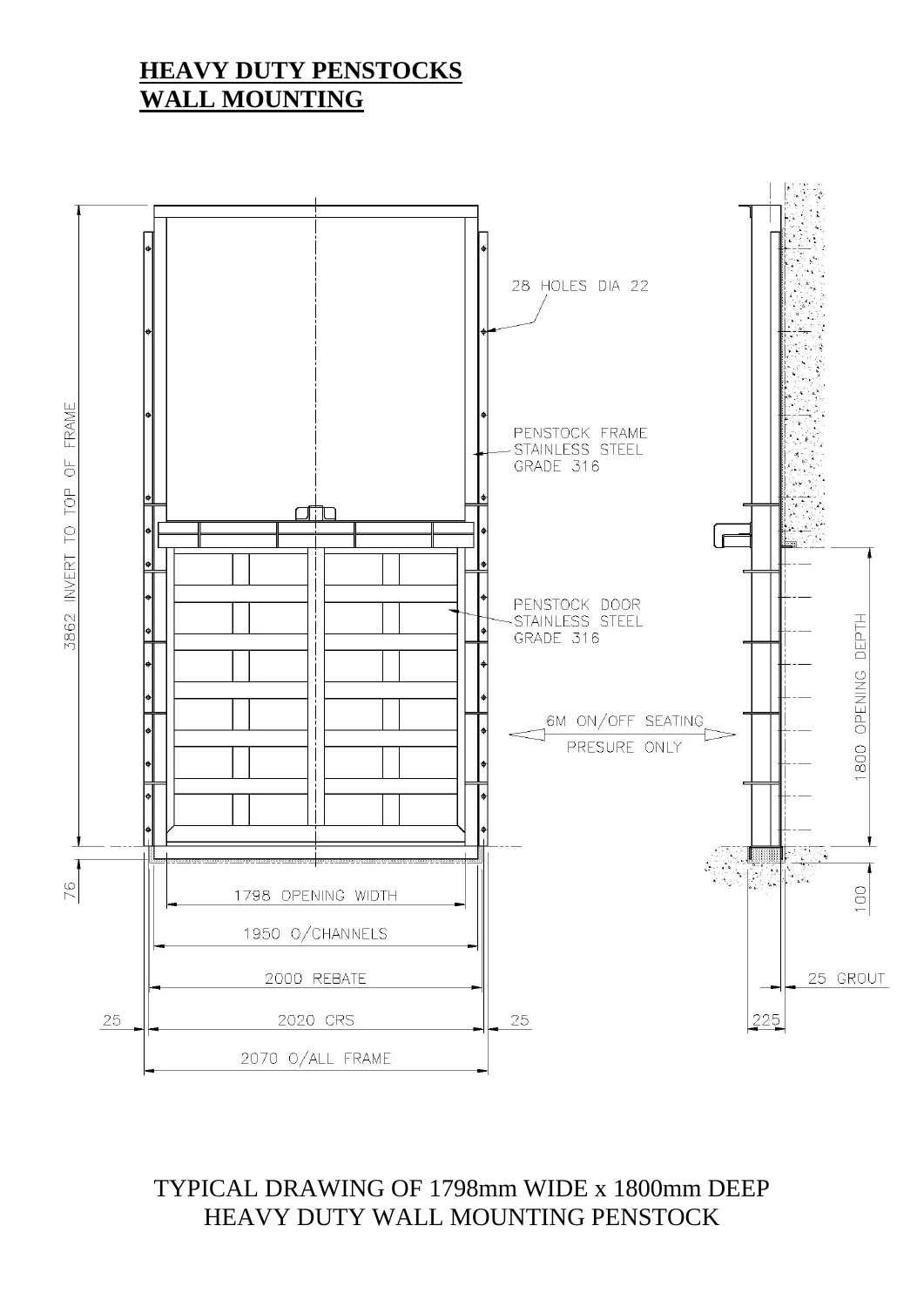# HEAVY DUTY PENSTOCKS
# WALL MOUNTING

28 HOLES DIA 22

PENSTOCK FRAME
STAINLESS STEEL
GRADE 316

PENSTOCK DOOR
STAINLESS STEEL
GRADE 316

6M ON/OFF SEATING
PRESURE ONLY

3862 INVERT TO TOP OF FRAME

1800 OPENING DEPTH

76

100

1798 OPENING WIDTH

1950 O/CHANNELS

2000 REBATE

25 2020 CRS 25

2070 O/ALL FRAME

25 GROUT

225

TYPICAL DRAWING OF 1798mm WIDE x 1800mm DEEP
HEAVY DUTY WALL MOUNTING PENSTOCK